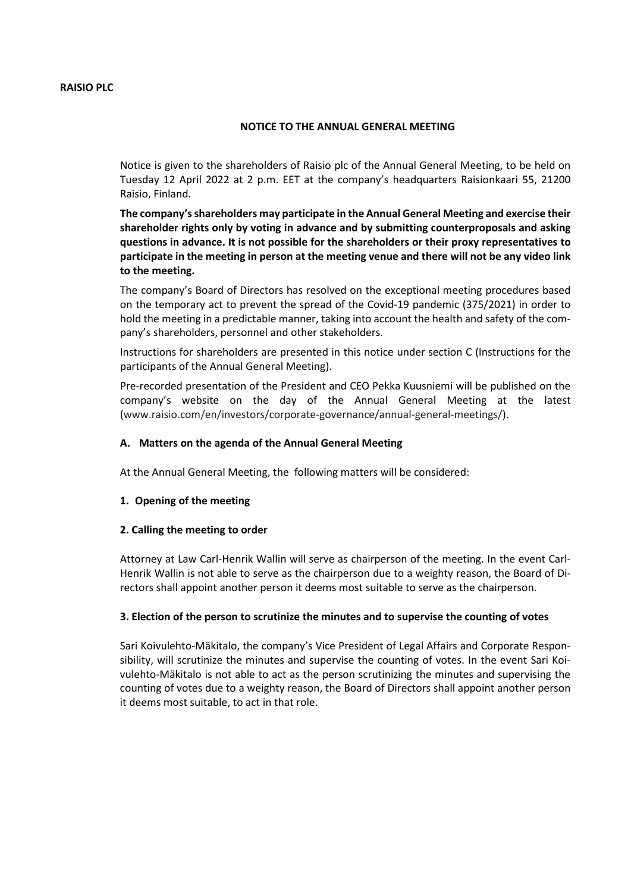**RAISIO PLC**

**NOTICE TO THE ANNUAL GENERAL MEETING**

Notice is given to the shareholders of Raisio plc of the Annual General Meeting, to be held on Tuesday 12 April 2022 at 2 p.m. EET at the company's headquarters Raisionkaari 55, 21200 Raisio, Finland.

**The company's shareholders may participate in the Annual General Meeting and exercise their shareholder rights only by voting in advance and by submitting counterproposals and asking questions in advance. It is not possible for the shareholders or their proxy representatives to participate in the meeting in person at the meeting venue and there will not be any video link to the meeting.**

The company's Board of Directors has resolved on the exceptional meeting procedures based on the temporary act to prevent the spread of the Covid-19 pandemic (375/2021) in order to hold the meeting in a predictable manner, taking into account the health and safety of the company's shareholders, personnel and other stakeholders.

Instructions for shareholders are presented in this notice under section C (Instructions for the participants of the Annual General Meeting).

Pre-recorded presentation of the President and CEO Pekka Kuusniemi will be published on the company's website on the day of the Annual General Meeting at the latest (www.raisio.com/en/investors/corporate-governance/annual-general-meetings/).

### A. Matters on the agenda of the Annual General Meeting

At the Annual General Meeting, the following matters will be considered:

#### 1. Opening of the meeting

#### 2. Calling the meeting to order

Attorney at Law Carl-Henrik Wallin will serve as chairperson of the meeting. In the event Carl-Henrik Wallin is not able to serve as the chairperson due to a weighty reason, the Board of Directors shall appoint another person it deems most suitable to serve as the chairperson.

#### 3. Election of the person to scrutinize the minutes and to supervise the counting of votes

Sari Koivulehto-Mäkitalo, the company's Vice President of Legal Affairs and Corporate Responsibility, will scrutinize the minutes and supervise the counting of votes. In the event Sari Koivulehto-Mäkitalo is not able to act as the person scrutinizing the minutes and supervising the counting of votes due to a weighty reason, the Board of Directors shall appoint another person it deems most suitable, to act in that role.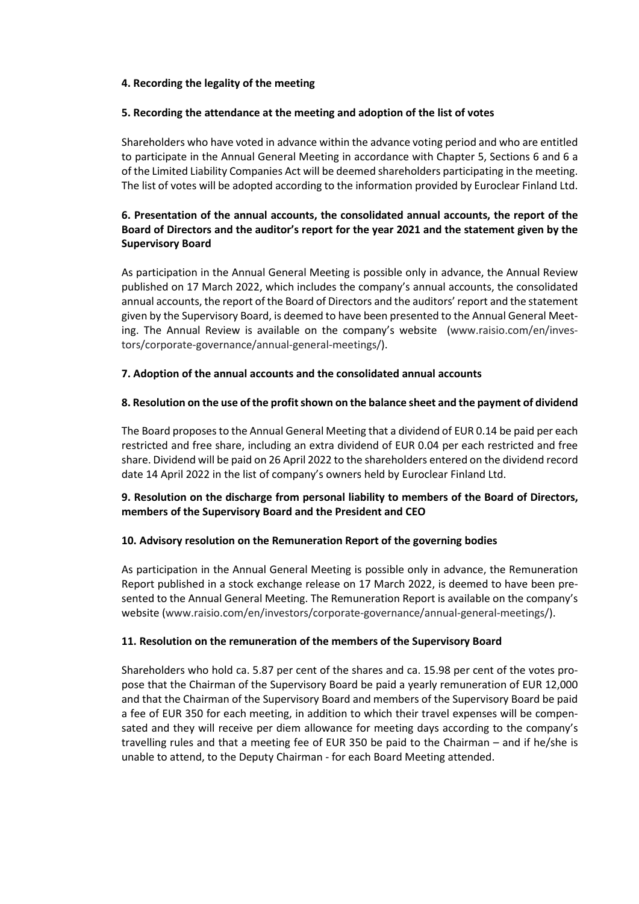**4. Recording the legality of the meeting**

**5. Recording the attendance at the meeting and adoption of the list of votes**

Shareholders who have voted in advance within the advance voting period and who are entitled to participate in the Annual General Meeting in accordance with Chapter 5, Sections 6 and 6 a of the Limited Liability Companies Act will be deemed shareholders participating in the meeting. The list of votes will be adopted according to the information provided by Euroclear Finland Ltd.

**6. Presentation of the annual accounts, the consolidated annual accounts, the report of the Board of Directors and the auditor's report for the year 2021 and the statement given by the Supervisory Board**

As participation in the Annual General Meeting is possible only in advance, the Annual Review published on 17 March 2022, which includes the company's annual accounts, the consolidated annual accounts, the report of the Board of Directors and the auditors' report and the statement given by the Supervisory Board, is deemed to have been presented to the Annual General Meeting. The Annual Review is available on the company's website (www.raisio.com/en/investors/corporate-governance/annual-general-meetings/).

**7. Adoption of the annual accounts and the consolidated annual accounts**

**8. Resolution on the use of the profit shown on the balance sheet and the payment of dividend**

The Board proposes to the Annual General Meeting that a dividend of EUR 0.14 be paid per each restricted and free share, including an extra dividend of EUR 0.04 per each restricted and free share. Dividend will be paid on 26 April 2022 to the shareholders entered on the dividend record date 14 April 2022 in the list of company's owners held by Euroclear Finland Ltd.

**9. Resolution on the discharge from personal liability to members of the Board of Directors, members of the Supervisory Board and the President and CEO**

**10. Advisory resolution on the Remuneration Report of the governing bodies**

As participation in the Annual General Meeting is possible only in advance, the Remuneration Report published in a stock exchange release on 17 March 2022, is deemed to have been presented to the Annual General Meeting. The Remuneration Report is available on the company's website (www.raisio.com/en/investors/corporate-governance/annual-general-meetings/).

**11. Resolution on the remuneration of the members of the Supervisory Board**

Shareholders who hold ca. 5.87 per cent of the shares and ca. 15.98 per cent of the votes propose that the Chairman of the Supervisory Board be paid a yearly remuneration of EUR 12,000 and that the Chairman of the Supervisory Board and members of the Supervisory Board be paid a fee of EUR 350 for each meeting, in addition to which their travel expenses will be compensated and they will receive per diem allowance for meeting days according to the company's travelling rules and that a meeting fee of EUR 350 be paid to the Chairman – and if he/she is unable to attend, to the Deputy Chairman - for each Board Meeting attended.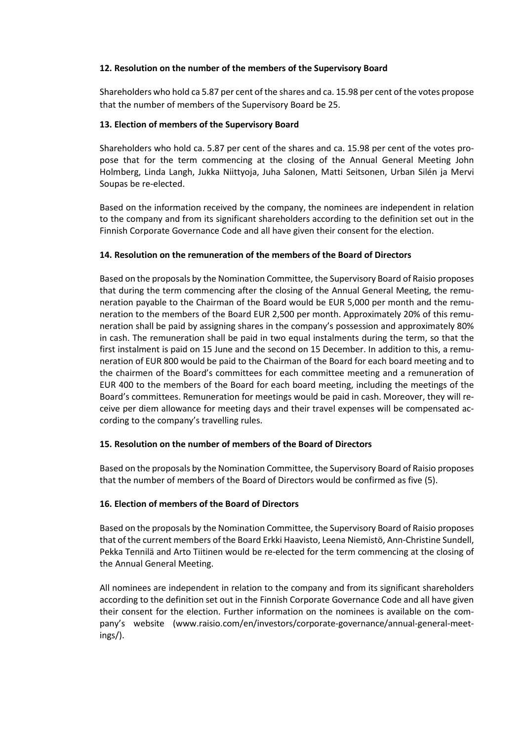**12. Resolution on the number of the members of the Supervisory Board**

Shareholders who hold ca 5.87 per cent of the shares and ca. 15.98 per cent of the votes propose that the number of members of the Supervisory Board be 25.

**13. Election of members of the Supervisory Board**

Shareholders who hold ca. 5.87 per cent of the shares and ca. 15.98 per cent of the votes propose that for the term commencing at the closing of the Annual General Meeting John Holmberg, Linda Langh, Jukka Niittyoja, Juha Salonen, Matti Seitsonen, Urban Silén ja Mervi Soupas be re-elected.

Based on the information received by the company, the nominees are independent in relation to the company and from its significant shareholders according to the definition set out in the Finnish Corporate Governance Code and all have given their consent for the election.

**14. Resolution on the remuneration of the members of the Board of Directors**

Based on the proposals by the Nomination Committee, the Supervisory Board of Raisio proposes that during the term commencing after the closing of the Annual General Meeting, the remuneration payable to the Chairman of the Board would be EUR 5,000 per month and the remuneration to the members of the Board EUR 2,500 per month. Approximately 20% of this remuneration shall be paid by assigning shares in the company's possession and approximately 80% in cash. The remuneration shall be paid in two equal instalments during the term, so that the first instalment is paid on 15 June and the second on 15 December. In addition to this, a remuneration of EUR 800 would be paid to the Chairman of the Board for each board meeting and to the chairmen of the Board's committees for each committee meeting and a remuneration of EUR 400 to the members of the Board for each board meeting, including the meetings of the Board's committees. Remuneration for meetings would be paid in cash. Moreover, they will receive per diem allowance for meeting days and their travel expenses will be compensated according to the company's travelling rules.

**15. Resolution on the number of members of the Board of Directors**

Based on the proposals by the Nomination Committee, the Supervisory Board of Raisio proposes that the number of members of the Board of Directors would be confirmed as five (5).

**16. Election of members of the Board of Directors**

Based on the proposals by the Nomination Committee, the Supervisory Board of Raisio proposes that of the current members of the Board Erkki Haavisto, Leena Niemistö, Ann-Christine Sundell, Pekka Tennilä and Arto Tiitinen would be re-elected for the term commencing at the closing of the Annual General Meeting.

All nominees are independent in relation to the company and from its significant shareholders according to the definition set out in the Finnish Corporate Governance Code and all have given their consent for the election. Further information on the nominees is available on the company's website (www.raisio.com/en/investors/corporate-governance/annual-general-meetings/).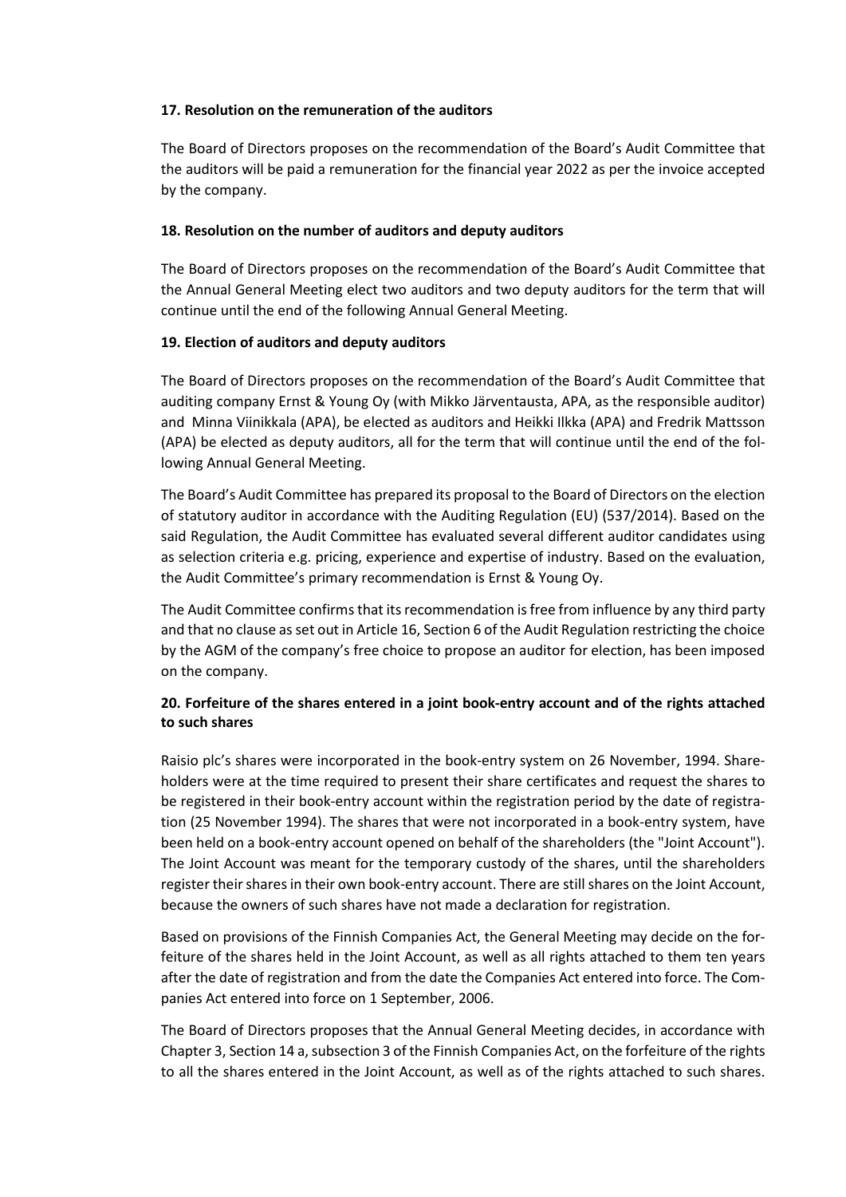**17. Resolution on the remuneration of the auditors**

The Board of Directors proposes on the recommendation of the Board's Audit Committee that the auditors will be paid a remuneration for the financial year 2022 as per the invoice accepted by the company.

**18. Resolution on the number of auditors and deputy auditors**

The Board of Directors proposes on the recommendation of the Board's Audit Committee that the Annual General Meeting elect two auditors and two deputy auditors for the term that will continue until the end of the following Annual General Meeting.

**19. Election of auditors and deputy auditors**

The Board of Directors proposes on the recommendation of the Board's Audit Committee that auditing company Ernst & Young Oy (with Mikko Järventausta, APA, as the responsible auditor) and Minna Viinikkala (APA), be elected as auditors and Heikki Ilkka (APA) and Fredrik Mattsson (APA) be elected as deputy auditors, all for the term that will continue until the end of the following Annual General Meeting.

The Board's Audit Committee has prepared its proposal to the Board of Directors on the election of statutory auditor in accordance with the Auditing Regulation (EU) (537/2014). Based on the said Regulation, the Audit Committee has evaluated several different auditor candidates using as selection criteria e.g. pricing, experience and expertise of industry. Based on the evaluation, the Audit Committee's primary recommendation is Ernst & Young Oy.

The Audit Committee confirms that its recommendation is free from influence by any third party and that no clause as set out in Article 16, Section 6 of the Audit Regulation restricting the choice by the AGM of the company's free choice to propose an auditor for election, has been imposed on the company.

**20. Forfeiture of the shares entered in a joint book-entry account and of the rights attached to such shares**

Raisio plc's shares were incorporated in the book-entry system on 26 November, 1994. Shareholders were at the time required to present their share certificates and request the shares to be registered in their book-entry account within the registration period by the date of registration (25 November 1994). The shares that were not incorporated in a book-entry system, have been held on a book-entry account opened on behalf of the shareholders (the "Joint Account"). The Joint Account was meant for the temporary custody of the shares, until the shareholders register their shares in their own book-entry account. There are still shares on the Joint Account, because the owners of such shares have not made a declaration for registration.

Based on provisions of the Finnish Companies Act, the General Meeting may decide on the forfeiture of the shares held in the Joint Account, as well as all rights attached to them ten years after the date of registration and from the date the Companies Act entered into force. The Companies Act entered into force on 1 September, 2006.

The Board of Directors proposes that the Annual General Meeting decides, in accordance with Chapter 3, Section 14 a, subsection 3 of the Finnish Companies Act, on the forfeiture of the rights to all the shares entered in the Joint Account, as well as of the rights attached to such shares.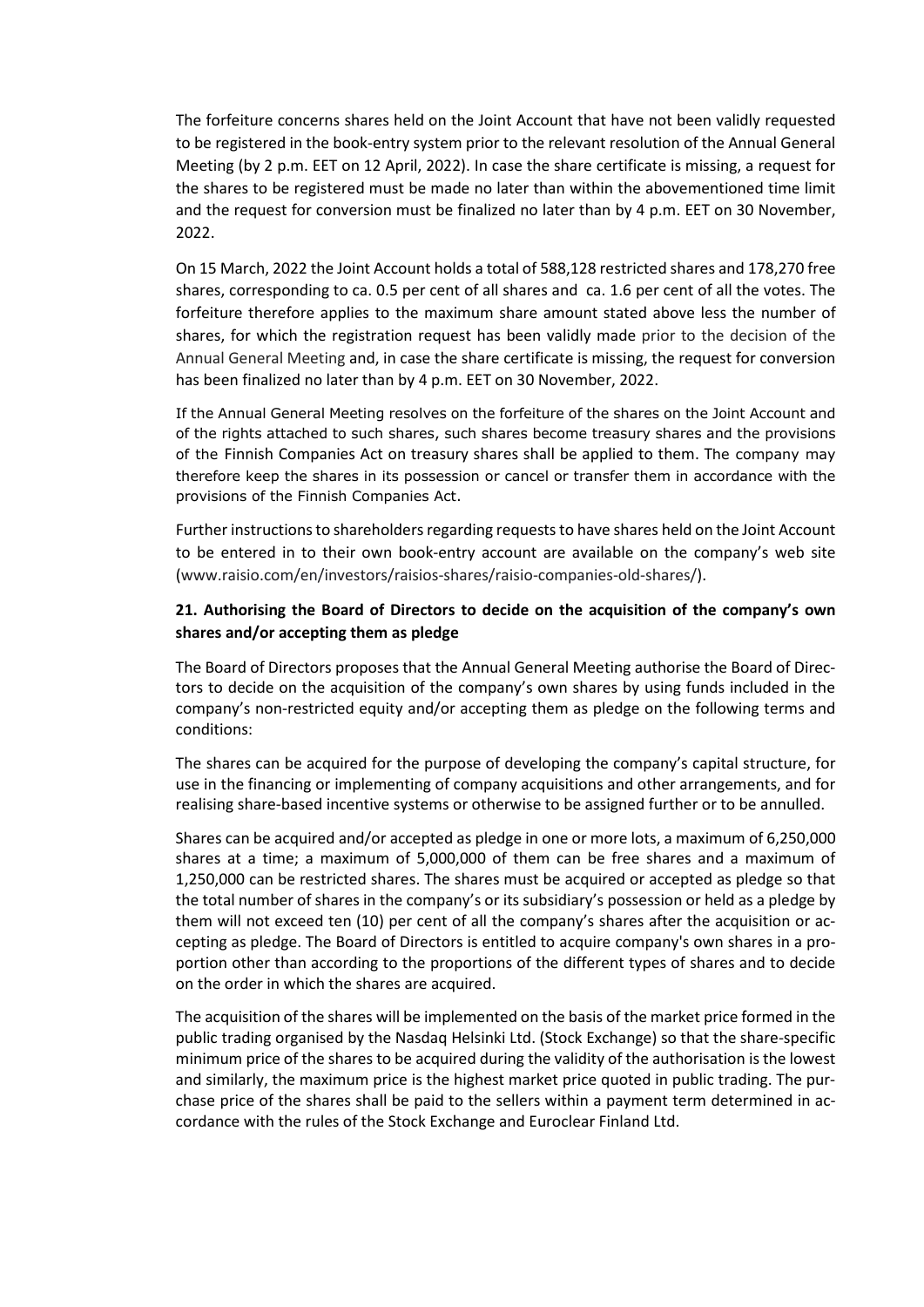The forfeiture concerns shares held on the Joint Account that have not been validly requested to be registered in the book-entry system prior to the relevant resolution of the Annual General Meeting (by 2 p.m. EET on 12 April, 2022). In case the share certificate is missing, a request for the shares to be registered must be made no later than within the abovementioned time limit and the request for conversion must be finalized no later than by 4 p.m. EET on 30 November, 2022.

On 15 March, 2022 the Joint Account holds a total of 588,128 restricted shares and 178,270 free shares, corresponding to ca. 0.5 per cent of all shares and ca. 1.6 per cent of all the votes. The forfeiture therefore applies to the maximum share amount stated above less the number of shares, for which the registration request has been validly made prior to the decision of the Annual General Meeting and, in case the share certificate is missing, the request for conversion has been finalized no later than by 4 p.m. EET on 30 November, 2022.

If the Annual General Meeting resolves on the forfeiture of the shares on the Joint Account and of the rights attached to such shares, such shares become treasury shares and the provisions of the Finnish Companies Act on treasury shares shall be applied to them. The company may therefore keep the shares in its possession or cancel or transfer them in accordance with the provisions of the Finnish Companies Act.

Further instructions to shareholders regarding requests to have shares held on the Joint Account to be entered in to their own book-entry account are available on the company's web site (www.raisio.com/en/investors/raisios-shares/raisio-companies-old-shares/).

## 21. Authorising the Board of Directors to decide on the acquisition of the company's own shares and/or accepting them as pledge

The Board of Directors proposes that the Annual General Meeting authorise the Board of Directors to decide on the acquisition of the company's own shares by using funds included in the company's non-restricted equity and/or accepting them as pledge on the following terms and conditions:

The shares can be acquired for the purpose of developing the company's capital structure, for use in the financing or implementing of company acquisitions and other arrangements, and for realising share-based incentive systems or otherwise to be assigned further or to be annulled.

Shares can be acquired and/or accepted as pledge in one or more lots, a maximum of 6,250,000 shares at a time; a maximum of 5,000,000 of them can be free shares and a maximum of 1,250,000 can be restricted shares. The shares must be acquired or accepted as pledge so that the total number of shares in the company's or its subsidiary's possession or held as a pledge by them will not exceed ten (10) per cent of all the company's shares after the acquisition or accepting as pledge. The Board of Directors is entitled to acquire company's own shares in a proportion other than according to the proportions of the different types of shares and to decide on the order in which the shares are acquired.

The acquisition of the shares will be implemented on the basis of the market price formed in the public trading organised by the Nasdaq Helsinki Ltd. (Stock Exchange) so that the share-specific minimum price of the shares to be acquired during the validity of the authorisation is the lowest and similarly, the maximum price is the highest market price quoted in public trading. The purchase price of the shares shall be paid to the sellers within a payment term determined in accordance with the rules of the Stock Exchange and Euroclear Finland Ltd.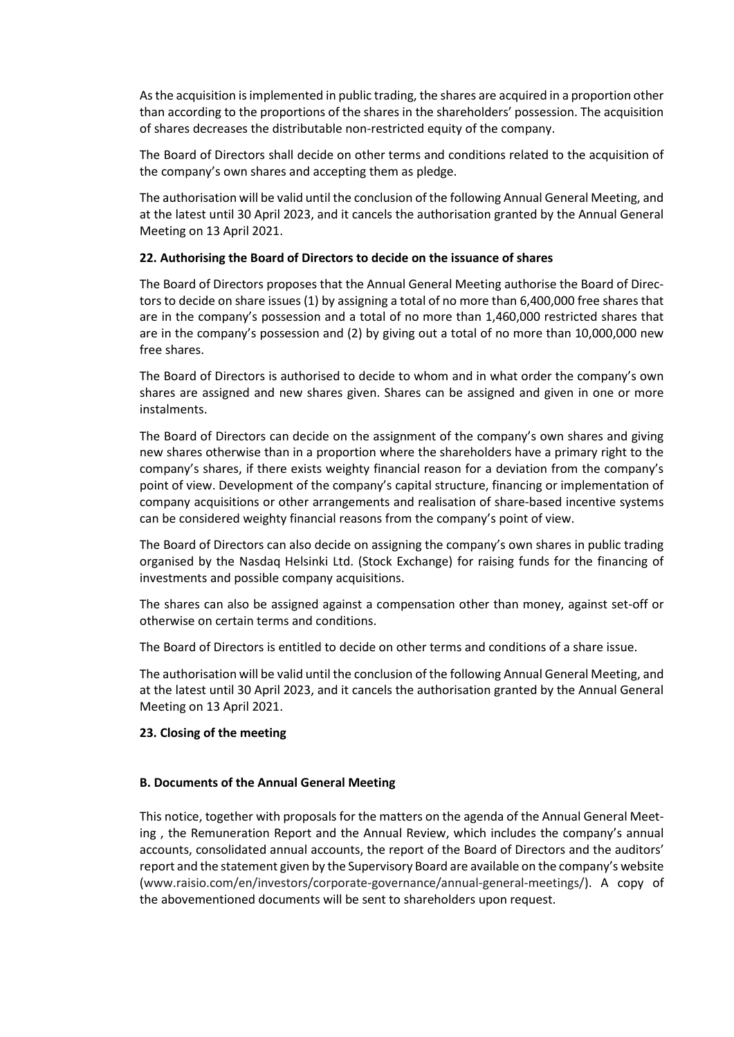As the acquisition is implemented in public trading, the shares are acquired in a proportion other than according to the proportions of the shares in the shareholders' possession. The acquisition of shares decreases the distributable non-restricted equity of the company.

The Board of Directors shall decide on other terms and conditions related to the acquisition of the company's own shares and accepting them as pledge.

The authorisation will be valid until the conclusion of the following Annual General Meeting, and at the latest until 30 April 2023, and it cancels the authorisation granted by the Annual General Meeting on 13 April 2021.

**22. Authorising the Board of Directors to decide on the issuance of shares**

The Board of Directors proposes that the Annual General Meeting authorise the Board of Directors to decide on share issues (1) by assigning a total of no more than 6,400,000 free shares that are in the company's possession and a total of no more than 1,460,000 restricted shares that are in the company's possession and (2) by giving out a total of no more than 10,000,000 new free shares.

The Board of Directors is authorised to decide to whom and in what order the company's own shares are assigned and new shares given. Shares can be assigned and given in one or more instalments.

The Board of Directors can decide on the assignment of the company's own shares and giving new shares otherwise than in a proportion where the shareholders have a primary right to the company's shares, if there exists weighty financial reason for a deviation from the company's point of view. Development of the company's capital structure, financing or implementation of company acquisitions or other arrangements and realisation of share-based incentive systems can be considered weighty financial reasons from the company's point of view.

The Board of Directors can also decide on assigning the company's own shares in public trading organised by the Nasdaq Helsinki Ltd. (Stock Exchange) for raising funds for the financing of investments and possible company acquisitions.

The shares can also be assigned against a compensation other than money, against set-off or otherwise on certain terms and conditions.

The Board of Directors is entitled to decide on other terms and conditions of a share issue.

The authorisation will be valid until the conclusion of the following Annual General Meeting, and at the latest until 30 April 2023, and it cancels the authorisation granted by the Annual General Meeting on 13 April 2021.

**23. Closing of the meeting**

**B. Documents of the Annual General Meeting**

This notice, together with proposals for the matters on the agenda of the Annual General Meeting , the Remuneration Report and the Annual Review, which includes the company's annual accounts, consolidated annual accounts, the report of the Board of Directors and the auditors' report and the statement given by the Supervisory Board are available on the company's website (www.raisio.com/en/investors/corporate-governance/annual-general-meetings/). A copy of the abovementioned documents will be sent to shareholders upon request.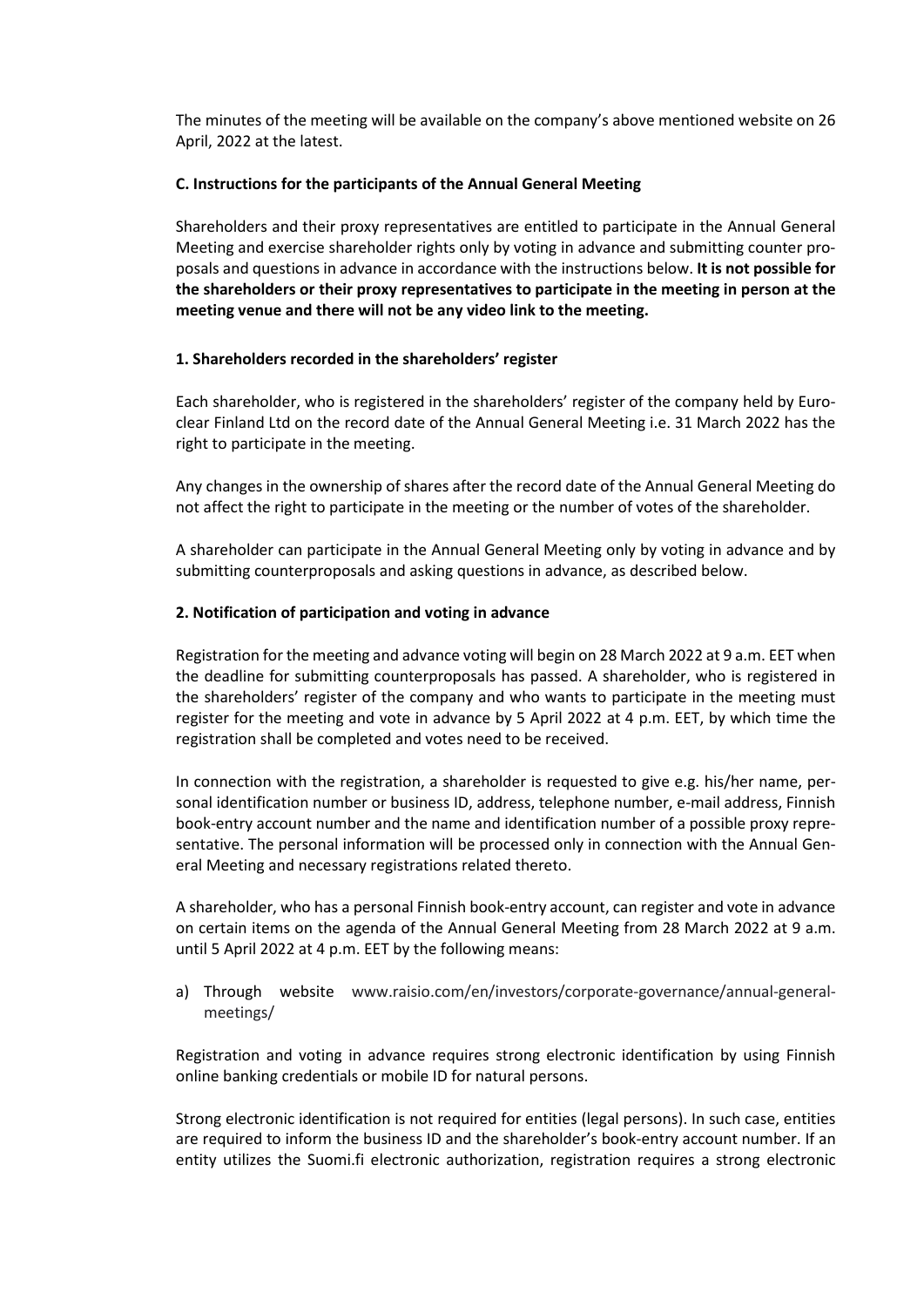The minutes of the meeting will be available on the company's above mentioned website on 26 April, 2022 at the latest.

### C. Instructions for the participants of the Annual General Meeting

Shareholders and their proxy representatives are entitled to participate in the Annual General Meeting and exercise shareholder rights only by voting in advance and submitting counter proposals and questions in advance in accordance with the instructions below. **It is not possible for the shareholders or their proxy representatives to participate in the meeting in person at the meeting venue and there will not be any video link to the meeting.**

#### 1. Shareholders recorded in the shareholders' register

Each shareholder, who is registered in the shareholders' register of the company held by Euroclear Finland Ltd on the record date of the Annual General Meeting i.e. 31 March 2022 has the right to participate in the meeting.

Any changes in the ownership of shares after the record date of the Annual General Meeting do not affect the right to participate in the meeting or the number of votes of the shareholder.

A shareholder can participate in the Annual General Meeting only by voting in advance and by submitting counterproposals and asking questions in advance, as described below.

#### 2. Notification of participation and voting in advance

Registration for the meeting and advance voting will begin on 28 March 2022 at 9 a.m. EET when the deadline for submitting counterproposals has passed. A shareholder, who is registered in the shareholders' register of the company and who wants to participate in the meeting must register for the meeting and vote in advance by 5 April 2022 at 4 p.m. EET, by which time the registration shall be completed and votes need to be received.

In connection with the registration, a shareholder is requested to give e.g. his/her name, personal identification number or business ID, address, telephone number, e-mail address, Finnish book-entry account number and the name and identification number of a possible proxy representative. The personal information will be processed only in connection with the Annual General Meeting and necessary registrations related thereto.

A shareholder, who has a personal Finnish book-entry account, can register and vote in advance on certain items on the agenda of the Annual General Meeting from 28 March 2022 at 9 a.m. until 5 April 2022 at 4 p.m. EET by the following means:

a) Through website www.raisio.com/en/investors/corporate-governance/annual-general-meetings/

Registration and voting in advance requires strong electronic identification by using Finnish online banking credentials or mobile ID for natural persons.

Strong electronic identification is not required for entities (legal persons). In such case, entities are required to inform the business ID and the shareholder's book-entry account number. If an entity utilizes the Suomi.fi electronic authorization, registration requires a strong electronic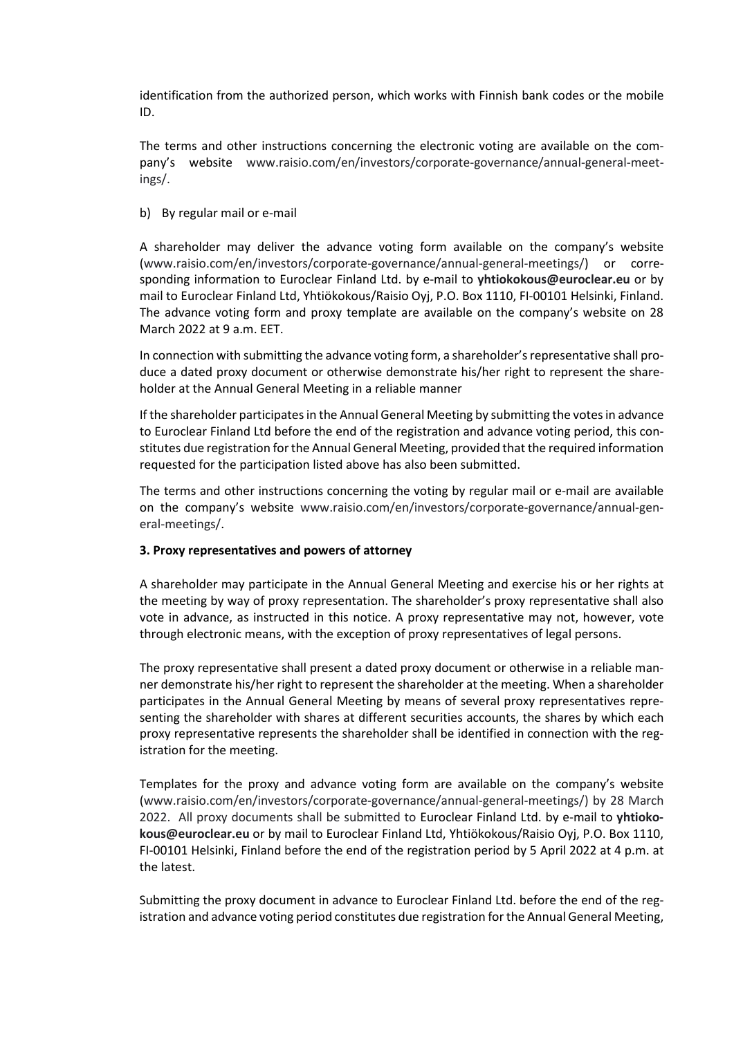identification from the authorized person, which works with Finnish bank codes or the mobile ID.

The terms and other instructions concerning the electronic voting are available on the company's website www.raisio.com/en/investors/corporate-governance/annual-general-meetings/.

b) By regular mail or e-mail

A shareholder may deliver the advance voting form available on the company's website (www.raisio.com/en/investors/corporate-governance/annual-general-meetings/) or corresponding information to Euroclear Finland Ltd. by e-mail to **yhtiokokous@euroclear.eu** or by mail to Euroclear Finland Ltd, Yhtiökokous/Raisio Oyj, P.O. Box 1110, FI-00101 Helsinki, Finland. The advance voting form and proxy template are available on the company's website on 28 March 2022 at 9 a.m. EET.

In connection with submitting the advance voting form, a shareholder's representative shall produce a dated proxy document or otherwise demonstrate his/her right to represent the shareholder at the Annual General Meeting in a reliable manner

If the shareholder participates in the Annual General Meeting by submitting the votes in advance to Euroclear Finland Ltd before the end of the registration and advance voting period, this constitutes due registration for the Annual General Meeting, provided that the required information requested for the participation listed above has also been submitted.

The terms and other instructions concerning the voting by regular mail or e-mail are available on the company's website www.raisio.com/en/investors/corporate-governance/annual-general-meetings/.

**3. Proxy representatives and powers of attorney**

A shareholder may participate in the Annual General Meeting and exercise his or her rights at the meeting by way of proxy representation. The shareholder's proxy representative shall also vote in advance, as instructed in this notice. A proxy representative may not, however, vote through electronic means, with the exception of proxy representatives of legal persons.

The proxy representative shall present a dated proxy document or otherwise in a reliable manner demonstrate his/her right to represent the shareholder at the meeting. When a shareholder participates in the Annual General Meeting by means of several proxy representatives representing the shareholder with shares at different securities accounts, the shares by which each proxy representative represents the shareholder shall be identified in connection with the registration for the meeting.

Templates for the proxy and advance voting form are available on the company's website (www.raisio.com/en/investors/corporate-governance/annual-general-meetings/) by 28 March 2022. All proxy documents shall be submitted to Euroclear Finland Ltd. by e-mail to **yhtiokokous@euroclear.eu** or by mail to Euroclear Finland Ltd, Yhtiökokous/Raisio Oyj, P.O. Box 1110, FI-00101 Helsinki, Finland before the end of the registration period by 5 April 2022 at 4 p.m. at the latest.

Submitting the proxy document in advance to Euroclear Finland Ltd. before the end of the registration and advance voting period constitutes due registration for the Annual General Meeting,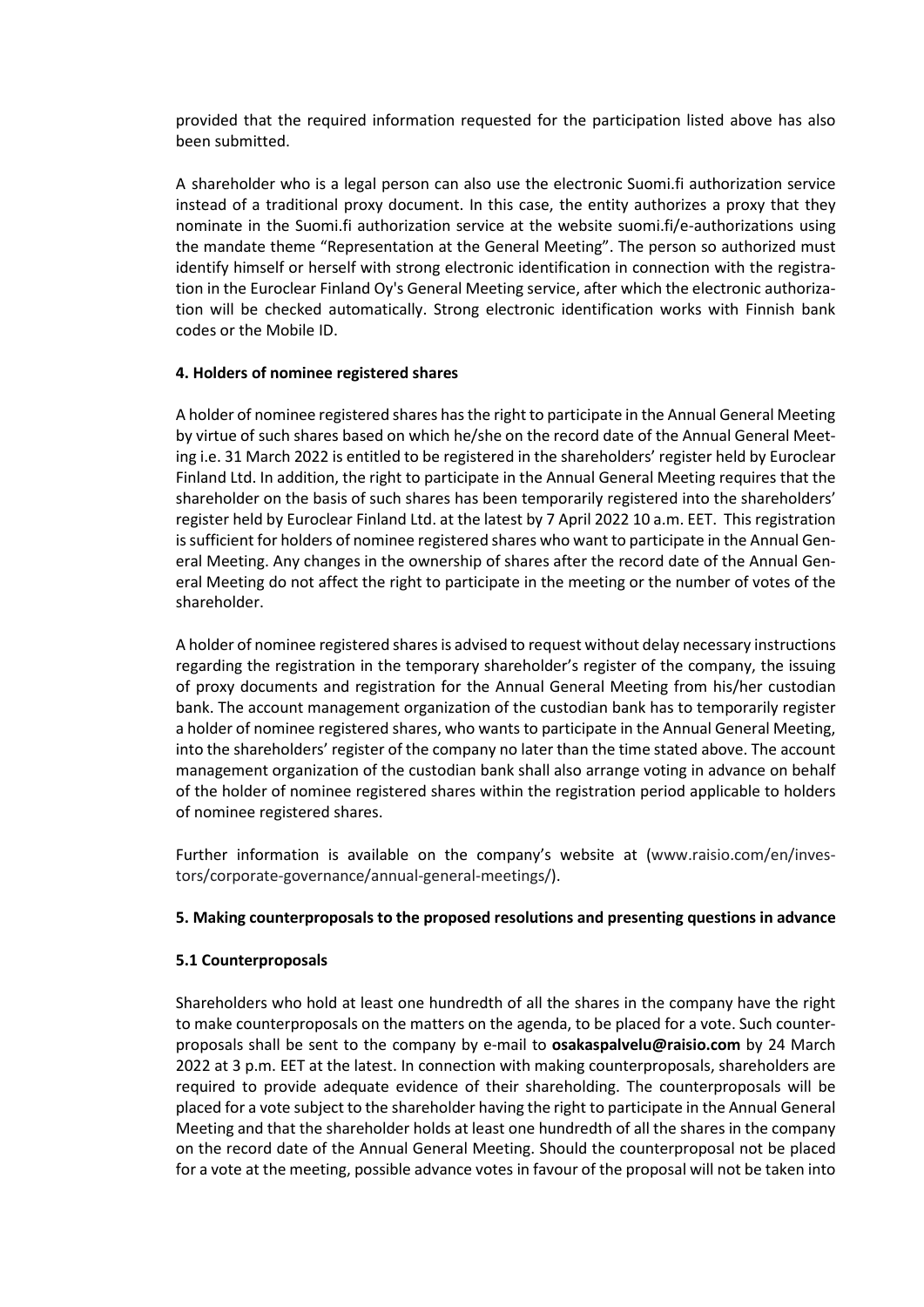provided that the required information requested for the participation listed above has also been submitted.

A shareholder who is a legal person can also use the electronic Suomi.fi authorization service instead of a traditional proxy document. In this case, the entity authorizes a proxy that they nominate in the Suomi.fi authorization service at the website suomi.fi/e-authorizations using the mandate theme "Representation at the General Meeting". The person so authorized must identify himself or herself with strong electronic identification in connection with the registration in the Euroclear Finland Oy's General Meeting service, after which the electronic authorization will be checked automatically. Strong electronic identification works with Finnish bank codes or the Mobile ID.

**4. Holders of nominee registered shares**

A holder of nominee registered shares has the right to participate in the Annual General Meeting by virtue of such shares based on which he/she on the record date of the Annual General Meeting i.e. 31 March 2022 is entitled to be registered in the shareholders' register held by Euroclear Finland Ltd. In addition, the right to participate in the Annual General Meeting requires that the shareholder on the basis of such shares has been temporarily registered into the shareholders' register held by Euroclear Finland Ltd. at the latest by 7 April 2022 10 a.m. EET. This registration is sufficient for holders of nominee registered shares who want to participate in the Annual General Meeting. Any changes in the ownership of shares after the record date of the Annual General Meeting do not affect the right to participate in the meeting or the number of votes of the shareholder.

A holder of nominee registered shares is advised to request without delay necessary instructions regarding the registration in the temporary shareholder's register of the company, the issuing of proxy documents and registration for the Annual General Meeting from his/her custodian bank. The account management organization of the custodian bank has to temporarily register a holder of nominee registered shares, who wants to participate in the Annual General Meeting, into the shareholders' register of the company no later than the time stated above. The account management organization of the custodian bank shall also arrange voting in advance on behalf of the holder of nominee registered shares within the registration period applicable to holders of nominee registered shares.

Further information is available on the company's website at (www.raisio.com/en/investors/corporate-governance/annual-general-meetings/).

**5. Making counterproposals to the proposed resolutions and presenting questions in advance**

**5.1 Counterproposals**

Shareholders who hold at least one hundredth of all the shares in the company have the right to make counterproposals on the matters on the agenda, to be placed for a vote. Such counterproposals shall be sent to the company by e-mail to **osakaspalvelu@raisio.com** by 24 March 2022 at 3 p.m. EET at the latest. In connection with making counterproposals, shareholders are required to provide adequate evidence of their shareholding. The counterproposals will be placed for a vote subject to the shareholder having the right to participate in the Annual General Meeting and that the shareholder holds at least one hundredth of all the shares in the company on the record date of the Annual General Meeting. Should the counterproposal not be placed for a vote at the meeting, possible advance votes in favour of the proposal will not be taken into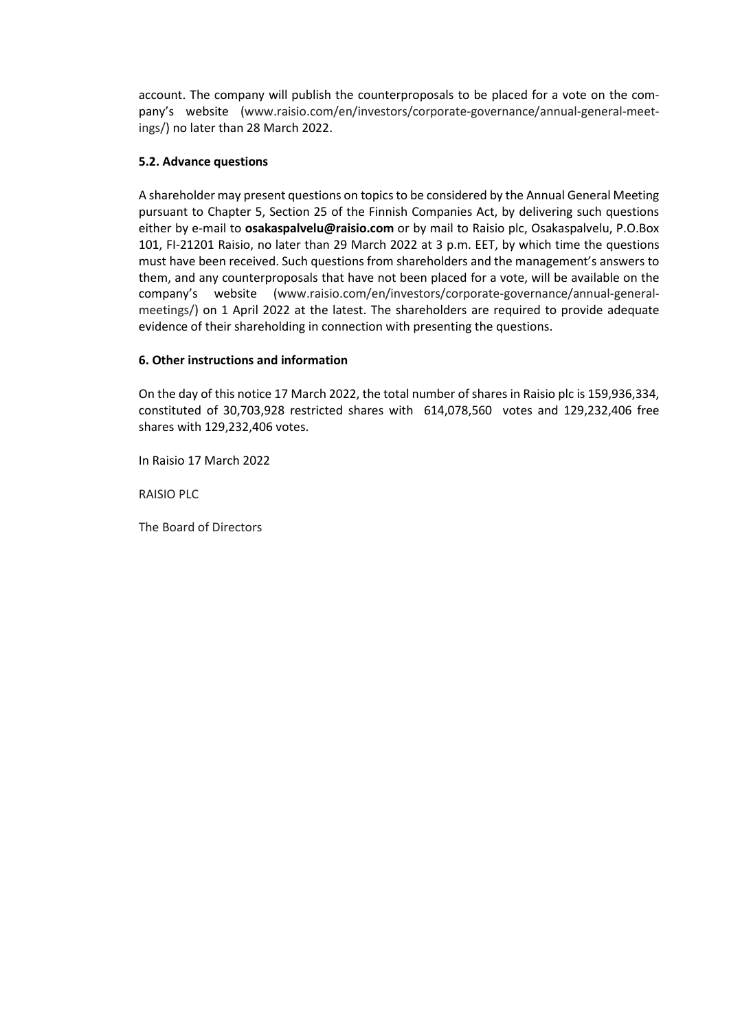account. The company will publish the counterproposals to be placed for a vote on the company's website (www.raisio.com/en/investors/corporate-governance/annual-general-meetings/) no later than 28 March 2022.

### 5.2. Advance questions

A shareholder may present questions on topics to be considered by the Annual General Meeting pursuant to Chapter 5, Section 25 of the Finnish Companies Act, by delivering such questions either by e-mail to **osakaspalvelu@raisio.com** or by mail to Raisio plc, Osakaspalvelu, P.O.Box 101, FI-21201 Raisio, no later than 29 March 2022 at 3 p.m. EET, by which time the questions must have been received. Such questions from shareholders and the management's answers to them, and any counterproposals that have not been placed for a vote, will be available on the company's website (www.raisio.com/en/investors/corporate-governance/annual-general-meetings/) on 1 April 2022 at the latest. The shareholders are required to provide adequate evidence of their shareholding in connection with presenting the questions.

## 6. Other instructions and information

On the day of this notice 17 March 2022, the total number of shares in Raisio plc is 159,936,334, constituted of 30,703,928 restricted shares with 614,078,560 votes and 129,232,406 free shares with 129,232,406 votes.

In Raisio 17 March 2022

RAISIO PLC

The Board of Directors